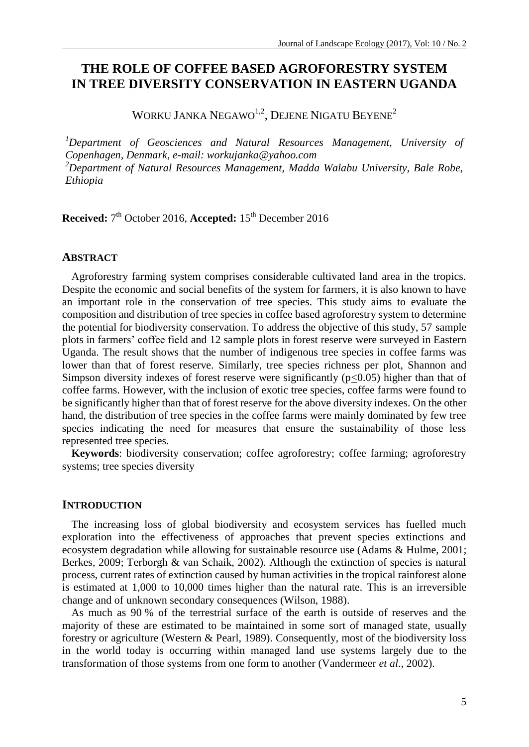# THE ROLE OF COFFEE BASED AGROFORESTRY SYSTEM IN TREE DIVERSITY CONSERVATION IN EASTERN UGANDA

WORKU JANKA NEGAWO[1,2], DEJENE NIGATU BEYENE[2]

[1]*Department of Geosciences and Natural Resources Management, University of Copenhagen, Denmark, e-mail: workujanka@yahoo.com*
[2]*Department of Natural Resources Management, Madda Walabu University, Bale Robe, Ethiopia*

**Received:** 7th October 2016, **Accepted:** 15th December 2016

## ABSTRACT

Agroforestry farming system comprises considerable cultivated land area in the tropics. Despite the economic and social benefits of the system for farmers, it is also known to have an important role in the conservation of tree species. This study aims to evaluate the composition and distribution of tree species in coffee based agroforestry system to determine the potential for biodiversity conservation. To address the objective of this study, 57 sample plots in farmers' coffee field and 12 sample plots in forest reserve were surveyed in Eastern Uganda. The result shows that the number of indigenous tree species in coffee farms was lower than that of forest reserve. Similarly, tree species richness per plot, Shannon and Simpson diversity indexes of forest reserve were significantly ($p \leq 0.05$) higher than that of coffee farms. However, with the inclusion of exotic tree species, coffee farms were found to be significantly higher than that of forest reserve for the above diversity indexes. On the other hand, the distribution of tree species in the coffee farms were mainly dominated by few tree species indicating the need for measures that ensure the sustainability of those less represented tree species.

**Keywords**: biodiversity conservation; coffee agroforestry; coffee farming; agroforestry systems; tree species diversity

## INTRODUCTION

The increasing loss of global biodiversity and ecosystem services has fuelled much exploration into the effectiveness of approaches that prevent species extinctions and ecosystem degradation while allowing for sustainable resource use (Adams & Hulme, 2001; Berkes, 2009; Terborgh & van Schaik, 2002). Although the extinction of species is natural process, current rates of extinction caused by human activities in the tropical rainforest alone is estimated at 1,000 to 10,000 times higher than the natural rate. This is an irreversible change and of unknown secondary consequences (Wilson, 1988).

As much as 90 % of the terrestrial surface of the earth is outside of reserves and the majority of these are estimated to be maintained in some sort of managed state, usually forestry or agriculture (Western & Pearl, 1989). Consequently, most of the biodiversity loss in the world today is occurring within managed land use systems largely due to the transformation of those systems from one form to another (Vandermeer *et al*., 2002).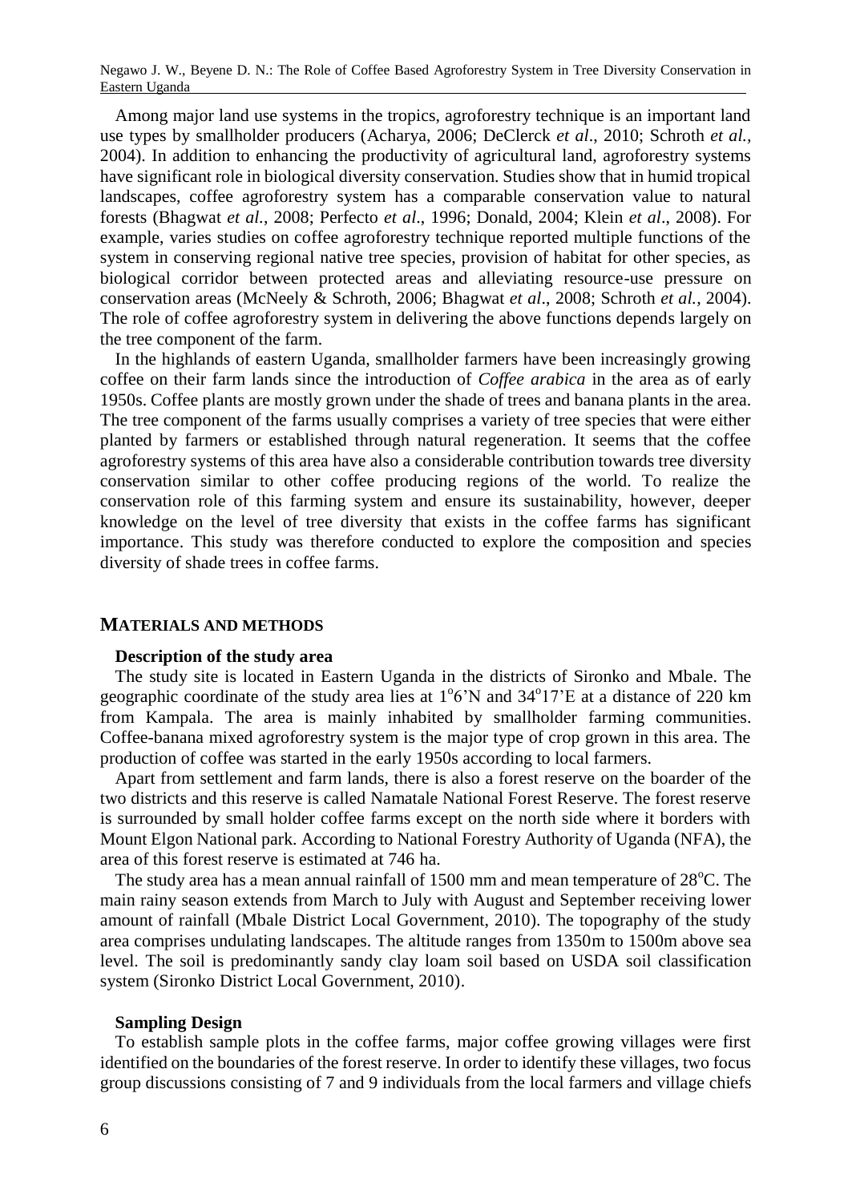Among major land use systems in the tropics, agroforestry technique is an important land use types by smallholder producers (Acharya, 2006; DeClerck *et al*., 2010; Schroth *et al.*, 2004). In addition to enhancing the productivity of agricultural land, agroforestry systems have significant role in biological diversity conservation. Studies show that in humid tropical landscapes, coffee agroforestry system has a comparable conservation value to natural forests (Bhagwat *et al.*, 2008; Perfecto *et al*., 1996; Donald, 2004; Klein *et al*., 2008). For example, varies studies on coffee agroforestry technique reported multiple functions of the system in conserving regional native tree species, provision of habitat for other species, as biological corridor between protected areas and alleviating resource-use pressure on conservation areas (McNeely & Schroth, 2006; Bhagwat *et al*., 2008; Schroth *et al.*, 2004). The role of coffee agroforestry system in delivering the above functions depends largely on the tree component of the farm.

In the highlands of eastern Uganda, smallholder farmers have been increasingly growing coffee on their farm lands since the introduction of *Coffee arabica* in the area as of early 1950s. Coffee plants are mostly grown under the shade of trees and banana plants in the area. The tree component of the farms usually comprises a variety of tree species that were either planted by farmers or established through natural regeneration. It seems that the coffee agroforestry systems of this area have also a considerable contribution towards tree diversity conservation similar to other coffee producing regions of the world. To realize the conservation role of this farming system and ensure its sustainability, however, deeper knowledge on the level of tree diversity that exists in the coffee farms has significant importance. This study was therefore conducted to explore the composition and species diversity of shade trees in coffee farms.

## MATERIALS AND METHODS

### Description of the study area

The study site is located in Eastern Uganda in the districts of Sironko and Mbale. The geographic coordinate of the study area lies at 1°6'N and 34°17'E at a distance of 220 km from Kampala. The area is mainly inhabited by smallholder farming communities. Coffee-banana mixed agroforestry system is the major type of crop grown in this area. The production of coffee was started in the early 1950s according to local farmers.

Apart from settlement and farm lands, there is also a forest reserve on the boarder of the two districts and this reserve is called Namatale National Forest Reserve. The forest reserve is surrounded by small holder coffee farms except on the north side where it borders with Mount Elgon National park. According to National Forestry Authority of Uganda (NFA), the area of this forest reserve is estimated at 746 ha.

The study area has a mean annual rainfall of 1500 mm and mean temperature of 28°C. The main rainy season extends from March to July with August and September receiving lower amount of rainfall (Mbale District Local Government, 2010). The topography of the study area comprises undulating landscapes. The altitude ranges from 1350m to 1500m above sea level. The soil is predominantly sandy clay loam soil based on USDA soil classification system (Sironko District Local Government, 2010).

### Sampling Design

To establish sample plots in the coffee farms, major coffee growing villages were first identified on the boundaries of the forest reserve. In order to identify these villages, two focus group discussions consisting of 7 and 9 individuals from the local farmers and village chiefs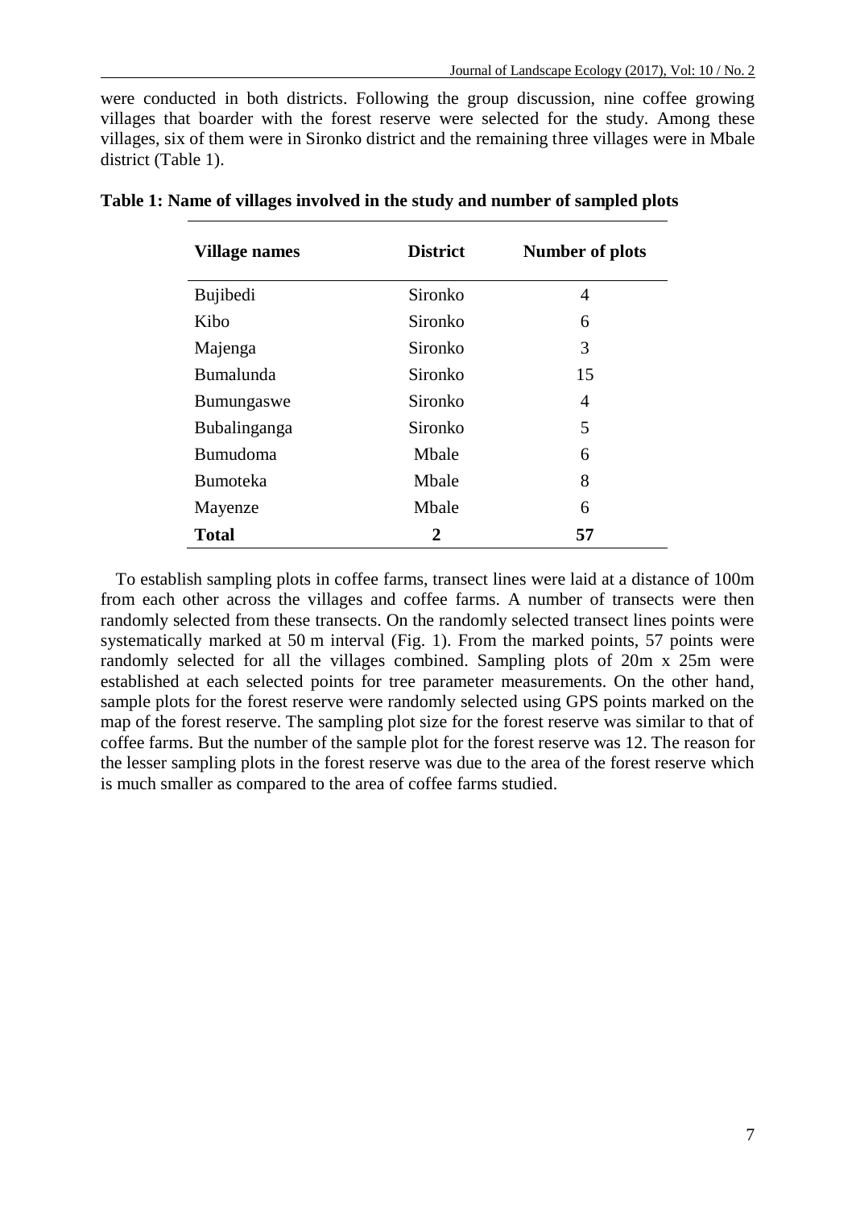were conducted in both districts. Following the group discussion, nine coffee growing villages that boarder with the forest reserve were selected for the study. Among these villages, six of them were in Sironko district and the remaining three villages were in Mbale district (Table 1).

**Table 1: Name of villages involved in the study and number of sampled plots**

| Village names | District | Number of plots |
|---|---|---|
| Bujibedi | Sironko | 4 |
| Kibo | Sironko | 6 |
| Majenga | Sironko | 3 |
| Bumalunda | Sironko | 15 |
| Bumungaswe | Sironko | 4 |
| Bubalinganga | Sironko | 5 |
| Bumudoma | Mbale | 6 |
| Bumoteka | Mbale | 8 |
| Mayenze | Mbale | 6 |
| **Total** | **2** | **57** |

To establish sampling plots in coffee farms, transect lines were laid at a distance of 100m from each other across the villages and coffee farms. A number of transects were then randomly selected from these transects. On the randomly selected transect lines points were systematically marked at 50 m interval (Fig. 1). From the marked points, 57 points were randomly selected for all the villages combined. Sampling plots of 20m x 25m were established at each selected points for tree parameter measurements. On the other hand, sample plots for the forest reserve were randomly selected using GPS points marked on the map of the forest reserve. The sampling plot size for the forest reserve was similar to that of coffee farms. But the number of the sample plot for the forest reserve was 12. The reason for the lesser sampling plots in the forest reserve was due to the area of the forest reserve which is much smaller as compared to the area of coffee farms studied.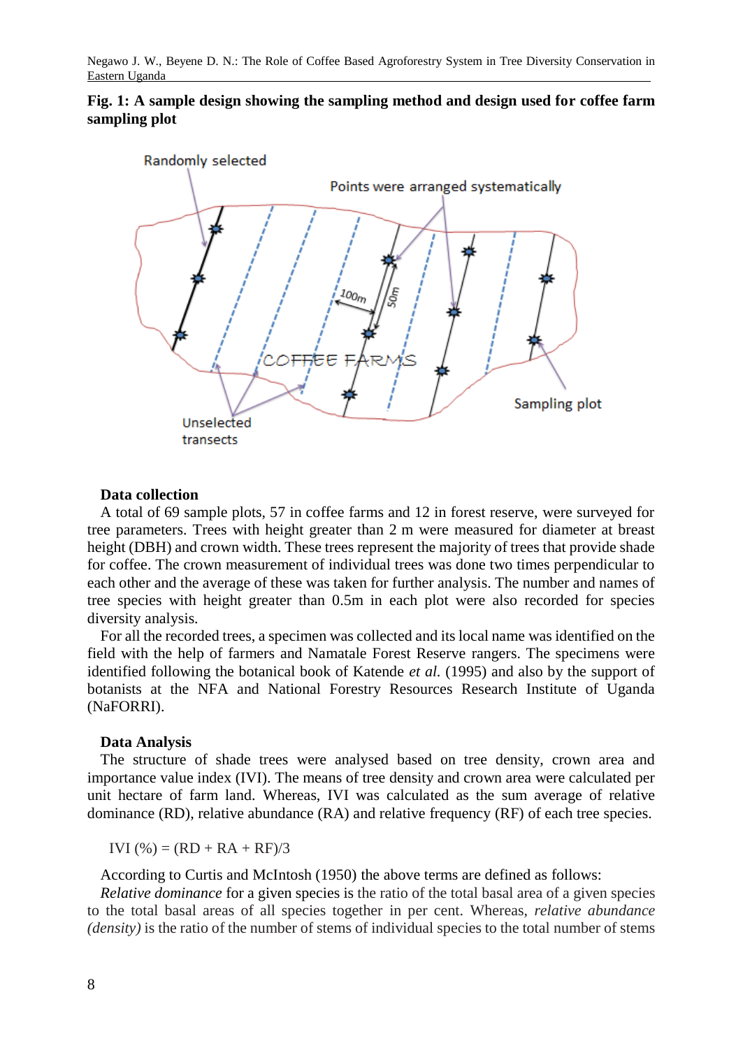**Fig. 1: A sample design showing the sampling method and design used for coffee farm sampling plot**

### Data collection

A total of 69 sample plots, 57 in coffee farms and 12 in forest reserve, were surveyed for tree parameters. Trees with height greater than 2 m were measured for diameter at breast height (DBH) and crown width. These trees represent the majority of trees that provide shade for coffee. The crown measurement of individual trees was done two times perpendicular to each other and the average of these was taken for further analysis. The number and names of tree species with height greater than 0.5m in each plot were also recorded for species diversity analysis.

For all the recorded trees, a specimen was collected and its local name was identified on the field with the help of farmers and Namatale Forest Reserve rangers. The specimens were identified following the botanical book of Katende *et al.* (1995) and also by the support of botanists at the NFA and National Forestry Resources Research Institute of Uganda (NaFORRI).

### Data Analysis

The structure of shade trees were analysed based on tree density, crown area and importance value index (IVI). The means of tree density and crown area were calculated per unit hectare of farm land. Whereas, IVI was calculated as the sum average of relative dominance (RD), relative abundance (RA) and relative frequency (RF) of each tree species.

$$IVI\ (\%) = (RD + RA + RF)/3$$

According to Curtis and McIntosh (1950) the above terms are defined as follows:

*Relative dominance* for a given species is the ratio of the total basal area of a given species to the total basal areas of all species together in per cent. Whereas, *relative abundance (density)* is the ratio of the number of stems of individual species to the total number of stems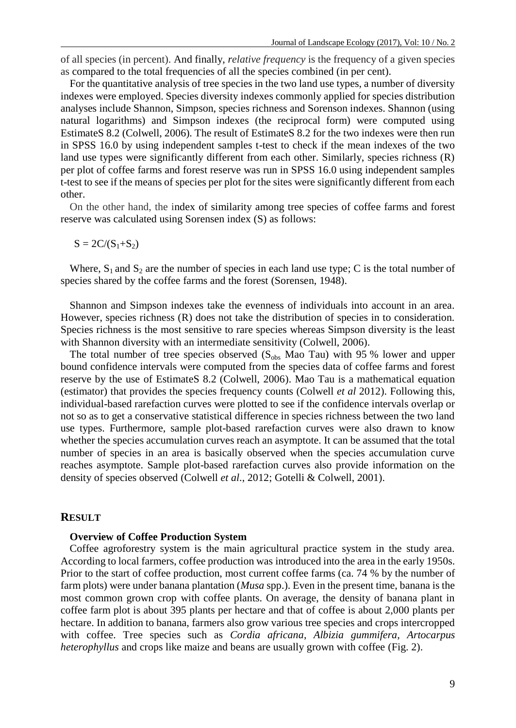of all species (in percent). And finally, *relative frequency* is the frequency of a given species as compared to the total frequencies of all the species combined (in per cent).

For the quantitative analysis of tree species in the two land use types, a number of diversity indexes were employed. Species diversity indexes commonly applied for species distribution analyses include Shannon, Simpson, species richness and Sorenson indexes. Shannon (using natural logarithms) and Simpson indexes (the reciprocal form) were computed using EstimateS 8.2 (Colwell, 2006). The result of EstimateS 8.2 for the two indexes were then run in SPSS 16.0 by using independent samples t-test to check if the mean indexes of the two land use types were significantly different from each other. Similarly, species richness (R) per plot of coffee farms and forest reserve was run in SPSS 16.0 using independent samples t-test to see if the means of species per plot for the sites were significantly different from each other.

On the other hand, the index of similarity among tree species of coffee farms and forest reserve was calculated using Sorensen index (S) as follows:

$$S = 2C/(S_1+S_2)$$

Where, $S_1$ and $S_2$ are the number of species in each land use type; C is the total number of species shared by the coffee farms and the forest (Sorensen, 1948).

Shannon and Simpson indexes take the evenness of individuals into account in an area. However, species richness (R) does not take the distribution of species in to consideration. Species richness is the most sensitive to rare species whereas Simpson diversity is the least with Shannon diversity with an intermediate sensitivity (Colwell, 2006).

The total number of tree species observed ($S_{obs}$ Mao Tau) with 95 % lower and upper bound confidence intervals were computed from the species data of coffee farms and forest reserve by the use of EstimateS 8.2 (Colwell, 2006). Mao Tau is a mathematical equation (estimator) that provides the species frequency counts (Colwell *et al* 2012). Following this, individual-based rarefaction curves were plotted to see if the confidence intervals overlap or not so as to get a conservative statistical difference in species richness between the two land use types. Furthermore, sample plot-based rarefaction curves were also drawn to know whether the species accumulation curves reach an asymptote. It can be assumed that the total number of species in an area is basically observed when the species accumulation curve reaches asymptote. Sample plot-based rarefaction curves also provide information on the density of species observed (Colwell *et al*., 2012; Gotelli & Colwell, 2001).

## RESULT

### Overview of Coffee Production System

Coffee agroforestry system is the main agricultural practice system in the study area. According to local farmers, coffee production was introduced into the area in the early 1950s. Prior to the start of coffee production, most current coffee farms (ca. 74 % by the number of farm plots) were under banana plantation (*Musa* spp.). Even in the present time, banana is the most common grown crop with coffee plants. On average, the density of banana plant in coffee farm plot is about 395 plants per hectare and that of coffee is about 2,000 plants per hectare. In addition to banana, farmers also grow various tree species and crops intercropped with coffee. Tree species such as *Cordia africana*, *Albizia gummifera*, *Artocarpus heterophyllus* and crops like maize and beans are usually grown with coffee (Fig. 2).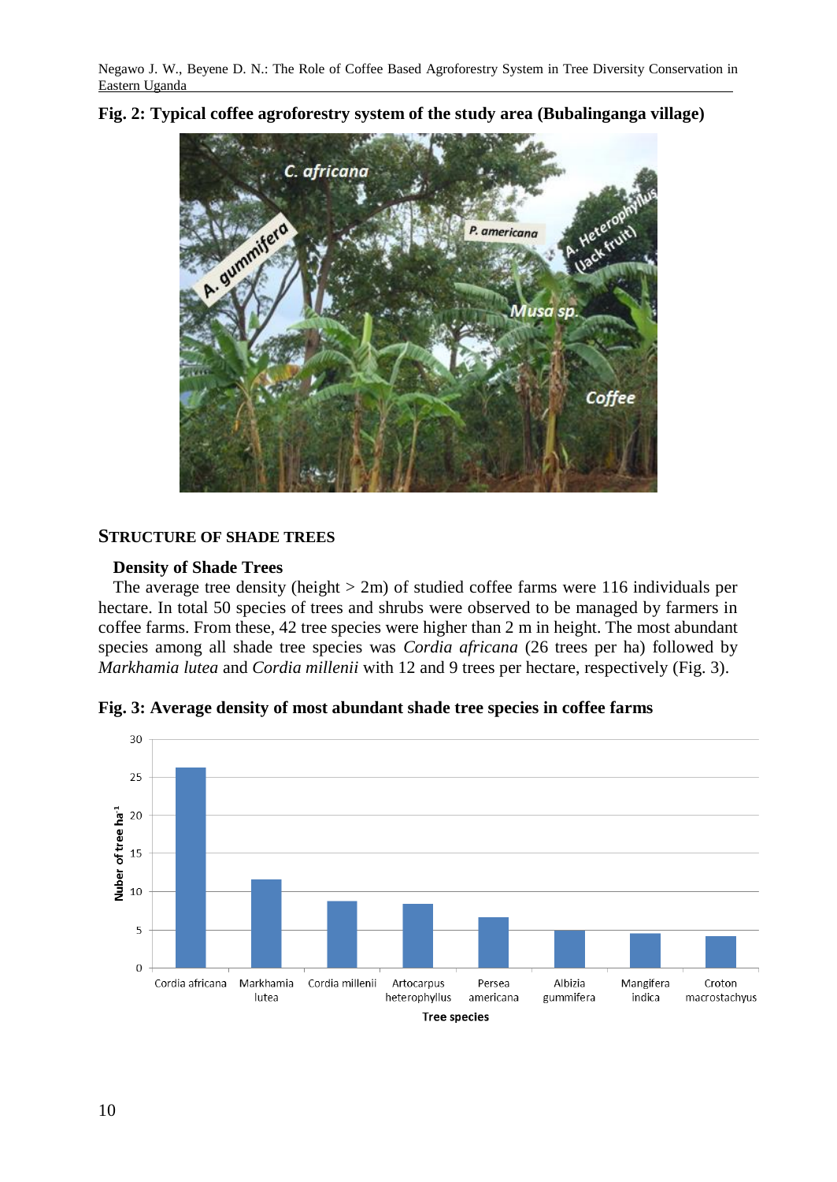**Fig. 2: Typical coffee agroforestry system of the study area (Bubalinganga village)**

## STRUCTURE OF SHADE TREES

### Density of Shade Trees

The average tree density (height > 2m) of studied coffee farms were 116 individuals per hectare. In total 50 species of trees and shrubs were observed to be managed by farmers in coffee farms. From these, 42 tree species were higher than 2 m in height. The most abundant species among all shade tree species was *Cordia africana* (26 trees per ha) followed by *Markhamia lutea* and *Cordia millenii* with 12 and 9 trees per hectare, respectively (Fig. 3).

**Fig. 3: Average density of most abundant shade tree species in coffee farms**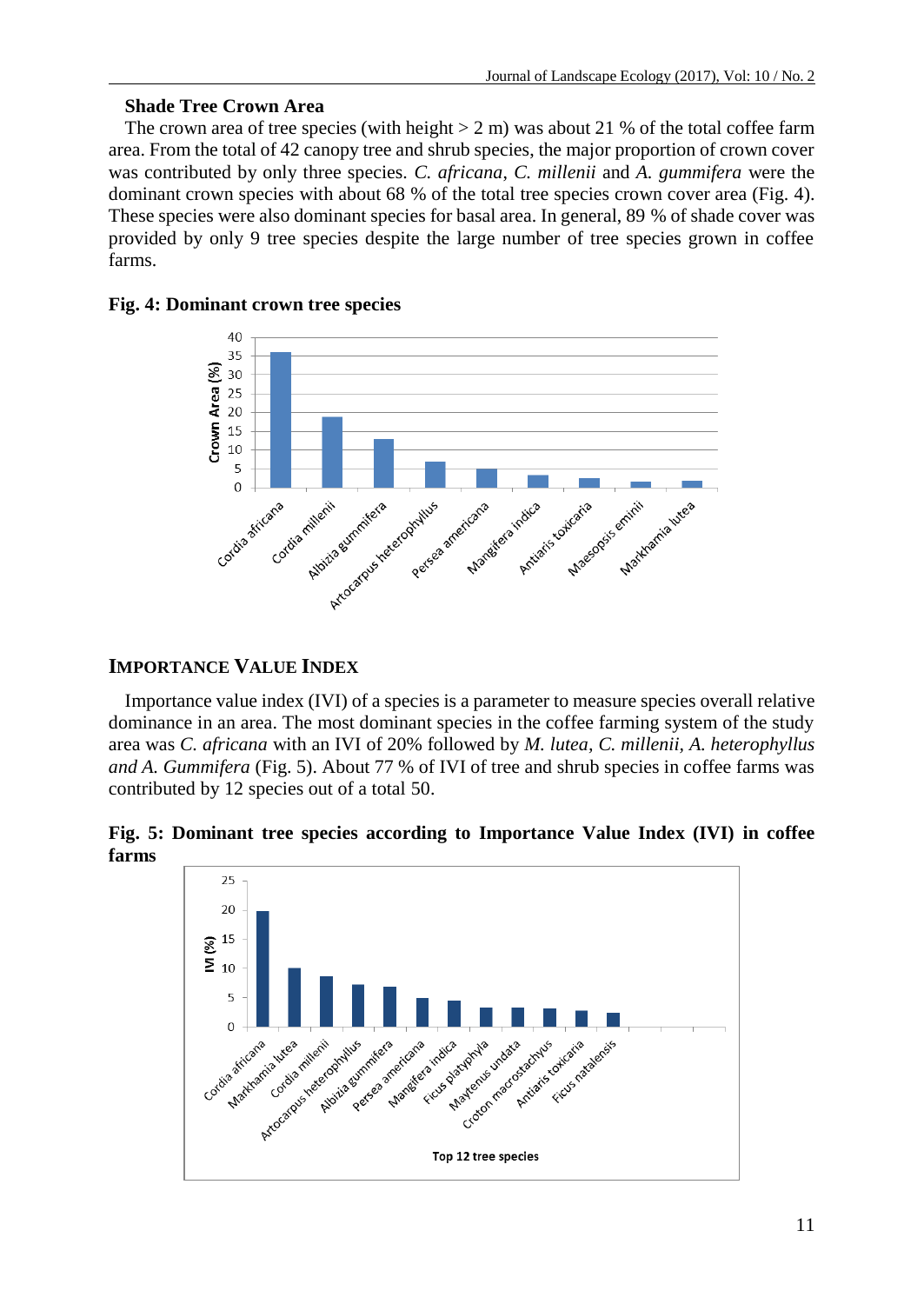### Shade Tree Crown Area

The crown area of tree species (with height > 2 m) was about 21 % of the total coffee farm area. From the total of 42 canopy tree and shrub species, the major proportion of crown cover was contributed by only three species. *C. africana*, *C. millenii* and *A. gummifera* were the dominant crown species with about 68 % of the total tree species crown cover area (Fig. 4). These species were also dominant species for basal area. In general, 89 % of shade cover was provided by only 9 tree species despite the large number of tree species grown in coffee farms.

**Fig. 4: Dominant crown tree species**

## Importance Value Index

Importance value index (IVI) of a species is a parameter to measure species overall relative dominance in an area. The most dominant species in the coffee farming system of the study area was *C. africana* with an IVI of 20% followed by *M. lutea, C. millenii, A. heterophyllus and A. Gummifera* (Fig. 5). About 77 % of IVI of tree and shrub species in coffee farms was contributed by 12 species out of a total 50.

**Fig. 5: Dominant tree species according to Importance Value Index (IVI) in coffee farms**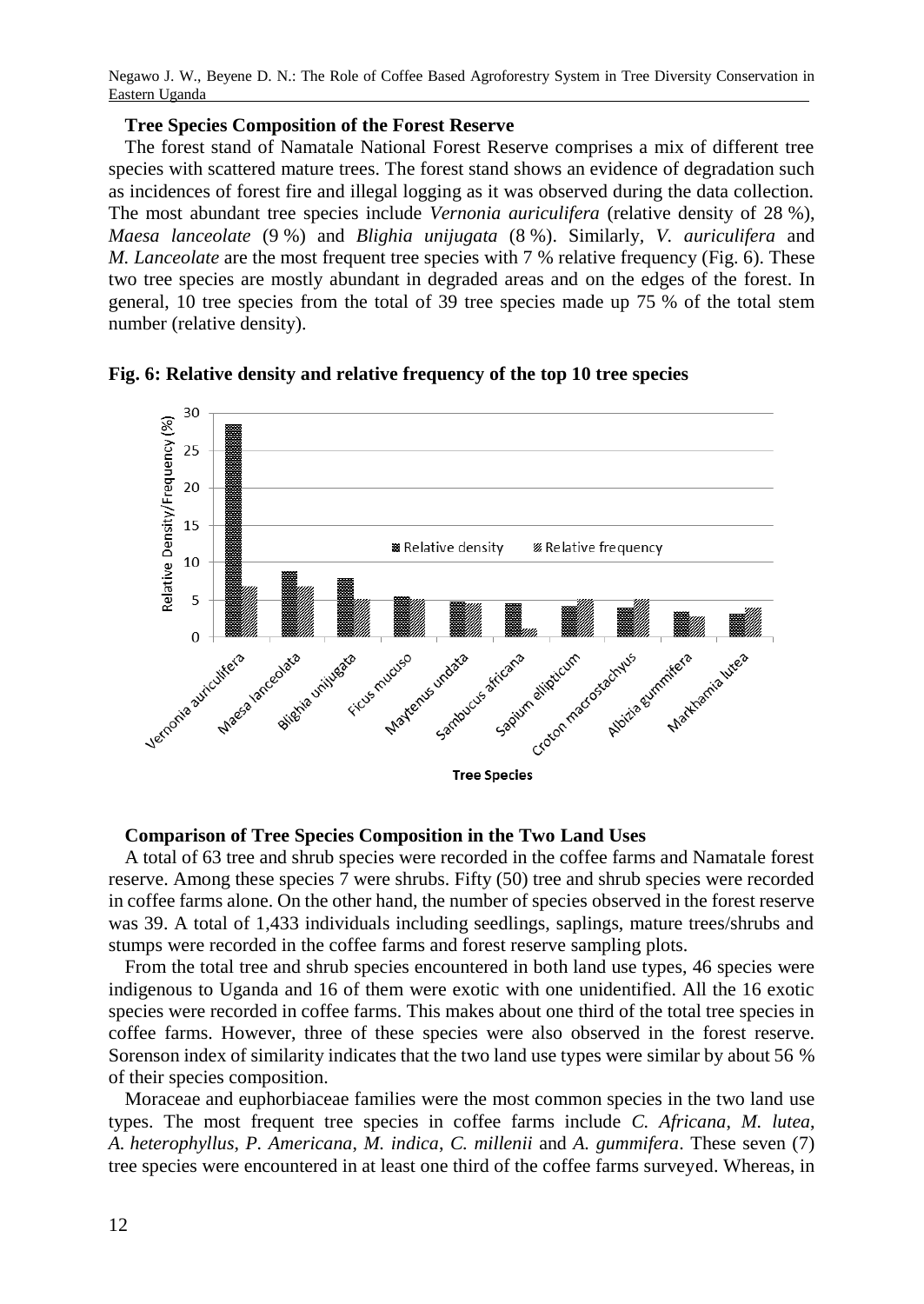**Tree Species Composition of the Forest Reserve**

The forest stand of Namatale National Forest Reserve comprises a mix of different tree species with scattered mature trees. The forest stand shows an evidence of degradation such as incidences of forest fire and illegal logging as it was observed during the data collection. The most abundant tree species include *Vernonia auriculifera* (relative density of 28 %), *Maesa lanceolate* (9 %) and *Blighia unijugata* (8 %). Similarly, *V. auriculifera* and *M. Lanceolate* are the most frequent tree species with 7 % relative frequency (Fig. 6). These two tree species are mostly abundant in degraded areas and on the edges of the forest. In general, 10 tree species from the total of 39 tree species made up 75 % of the total stem number (relative density).

**Fig. 6: Relative density and relative frequency of the top 10 tree species**

**Comparison of Tree Species Composition in the Two Land Uses**

A total of 63 tree and shrub species were recorded in the coffee farms and Namatale forest reserve. Among these species 7 were shrubs. Fifty (50) tree and shrub species were recorded in coffee farms alone. On the other hand, the number of species observed in the forest reserve was 39. A total of 1,433 individuals including seedlings, saplings, mature trees/shrubs and stumps were recorded in the coffee farms and forest reserve sampling plots.

From the total tree and shrub species encountered in both land use types, 46 species were indigenous to Uganda and 16 of them were exotic with one unidentified. All the 16 exotic species were recorded in coffee farms. This makes about one third of the total tree species in coffee farms. However, three of these species were also observed in the forest reserve. Sorenson index of similarity indicates that the two land use types were similar by about 56 % of their species composition.

Moraceae and euphorbiaceae families were the most common species in the two land use types. The most frequent tree species in coffee farms include *C. Africana*, *M. lutea*, *A. heterophyllus*, *P. Americana*, *M. indica*, *C. millenii* and *A. gummifera*. These seven (7) tree species were encountered in at least one third of the coffee farms surveyed. Whereas, in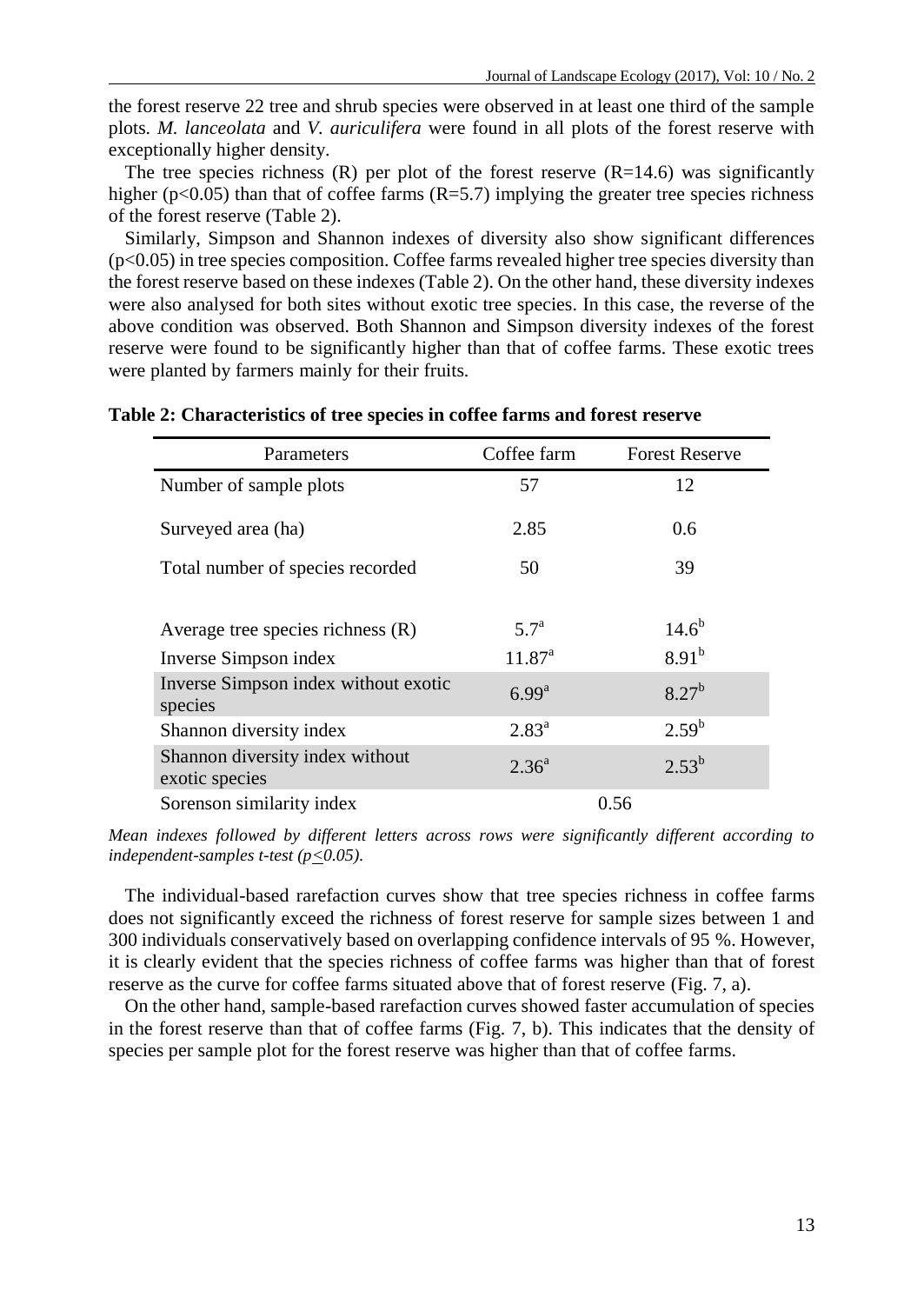the forest reserve 22 tree and shrub species were observed in at least one third of the sample plots. *M. lanceolata* and *V. auriculifera* were found in all plots of the forest reserve with exceptionally higher density.

The tree species richness (R) per plot of the forest reserve (R=14.6) was significantly higher ($p<0.05$) than that of coffee farms (R=5.7) implying the greater tree species richness of the forest reserve (Table 2).

Similarly, Simpson and Shannon indexes of diversity also show significant differences ($p<0.05$) in tree species composition. Coffee farms revealed higher tree species diversity than the forest reserve based on these indexes (Table 2). On the other hand, these diversity indexes were also analysed for both sites without exotic tree species. In this case, the reverse of the above condition was observed. Both Shannon and Simpson diversity indexes of the forest reserve were found to be significantly higher than that of coffee farms. These exotic trees were planted by farmers mainly for their fruits.

**Table 2: Characteristics of tree species in coffee farms and forest reserve**

| Parameters | Coffee farm | Forest Reserve |
|---|---|---|
| Number of sample plots | 57 | 12 |
| Surveyed area (ha) | 2.85 | 0.6 |
| Total number of species recorded | 50 | 39 |
| Average tree species richness (R) | $5.7^{a}$ | $14.6^{b}$ |
| Inverse Simpson index | $11.87^{a}$ | $8.91^{b}$ |
| Inverse Simpson index without exotic species | $6.99^{a}$ | $8.27^{b}$ |
| Shannon diversity index | $2.83^{a}$ | $2.59^{b}$ |
| Shannon diversity index without exotic species | $2.36^{a}$ | $2.53^{b}$ |
| Sorenson similarity index | 0.56 | |

*Mean indexes followed by different letters across rows were significantly different according to independent-samples t-test ($p \leq 0.05$).*

The individual-based rarefaction curves show that tree species richness in coffee farms does not significantly exceed the richness of forest reserve for sample sizes between 1 and 300 individuals conservatively based on overlapping confidence intervals of 95 %. However, it is clearly evident that the species richness of coffee farms was higher than that of forest reserve as the curve for coffee farms situated above that of forest reserve (Fig. 7, a).

On the other hand, sample-based rarefaction curves showed faster accumulation of species in the forest reserve than that of coffee farms (Fig. 7, b). This indicates that the density of species per sample plot for the forest reserve was higher than that of coffee farms.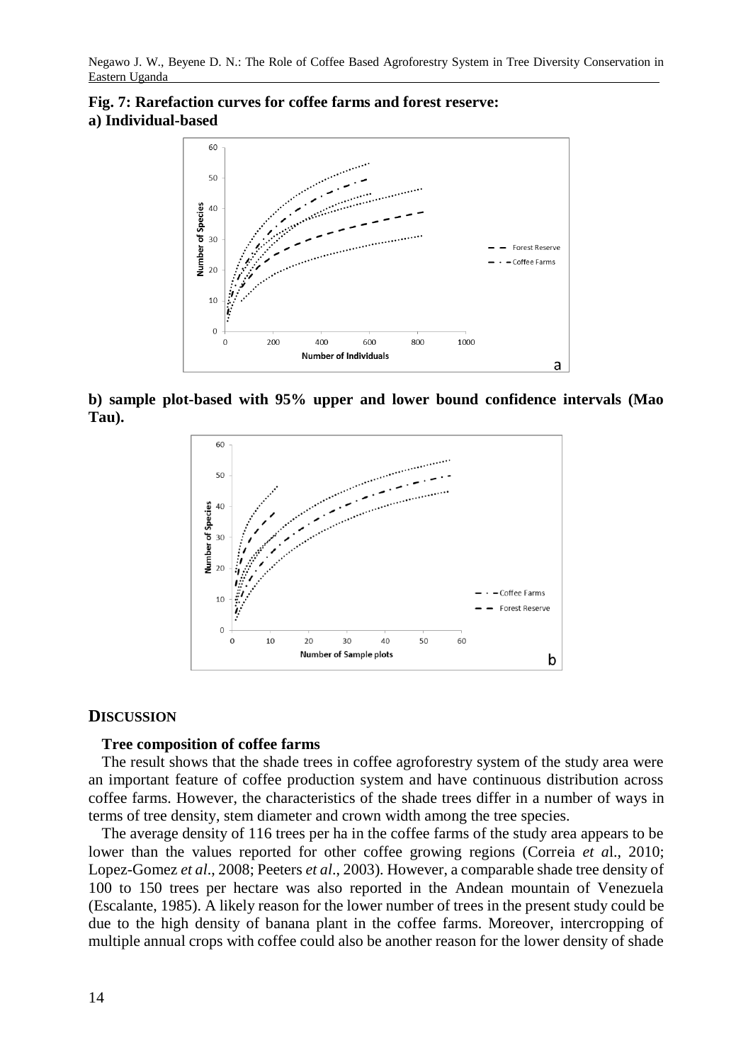**Fig. 7: Rarefaction curves for coffee farms and forest reserve:**
**a) Individual-based**

**b) sample plot-based with 95% upper and lower bound confidence intervals (Mao Tau).**

## DISCUSSION

### Tree composition of coffee farms

The result shows that the shade trees in coffee agroforestry system of the study area were an important feature of coffee production system and have continuous distribution across coffee farms. However, the characteristics of the shade trees differ in a number of ways in terms of tree density, stem diameter and crown width among the tree species.

The average density of 116 trees per ha in the coffee farms of the study area appears to be lower than the values reported for other coffee growing regions (Correia *et a*l., 2010; Lopez-Gomez *et al*., 2008; Peeters *et al*., 2003). However, a comparable shade tree density of 100 to 150 trees per hectare was also reported in the Andean mountain of Venezuela (Escalante, 1985). A likely reason for the lower number of trees in the present study could be due to the high density of banana plant in the coffee farms. Moreover, intercropping of multiple annual crops with coffee could also be another reason for the lower density of shade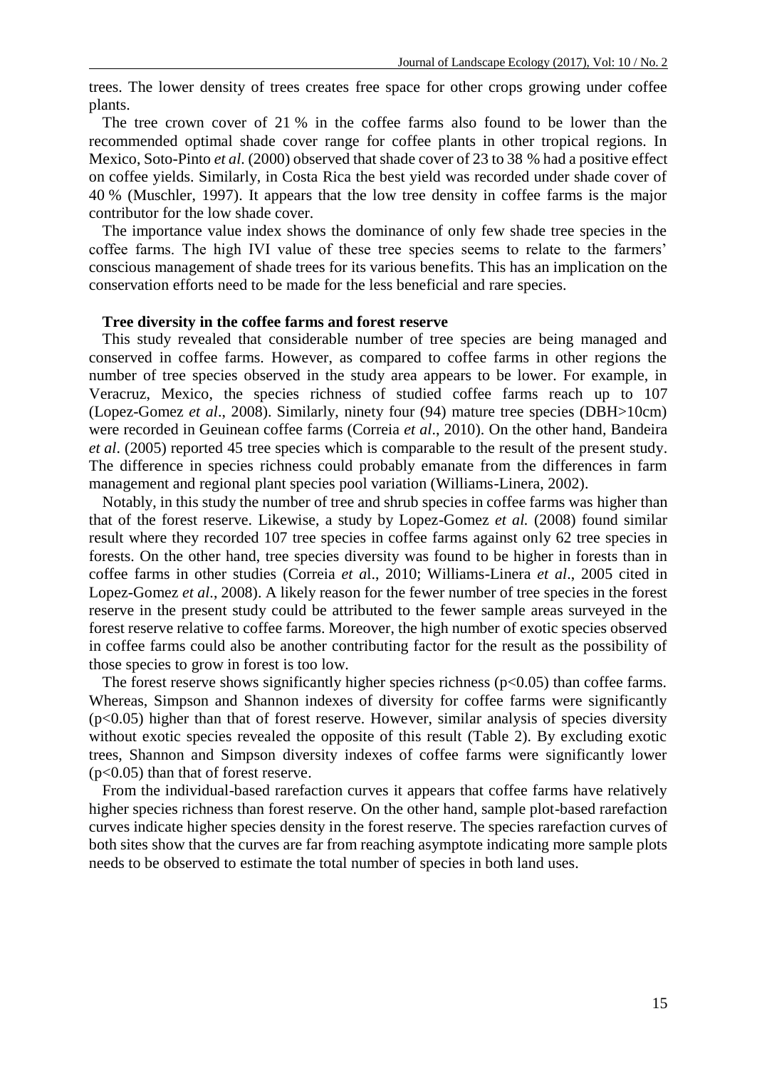trees. The lower density of trees creates free space for other crops growing under coffee plants.

The tree crown cover of 21 % in the coffee farms also found to be lower than the recommended optimal shade cover range for coffee plants in other tropical regions. In Mexico, Soto-Pinto *et al.* (2000) observed that shade cover of 23 to 38 % had a positive effect on coffee yields. Similarly, in Costa Rica the best yield was recorded under shade cover of 40 % (Muschler, 1997). It appears that the low tree density in coffee farms is the major contributor for the low shade cover.

The importance value index shows the dominance of only few shade tree species in the coffee farms. The high IVI value of these tree species seems to relate to the farmers' conscious management of shade trees for its various benefits. This has an implication on the conservation efforts need to be made for the less beneficial and rare species.

**Tree diversity in the coffee farms and forest reserve**

This study revealed that considerable number of tree species are being managed and conserved in coffee farms. However, as compared to coffee farms in other regions the number of tree species observed in the study area appears to be lower. For example, in Veracruz, Mexico, the species richness of studied coffee farms reach up to 107 (Lopez-Gomez *et al*., 2008). Similarly, ninety four (94) mature tree species (DBH>10cm) were recorded in Geuinean coffee farms (Correia *et al*., 2010). On the other hand, Bandeira *et al*. (2005) reported 45 tree species which is comparable to the result of the present study. The difference in species richness could probably emanate from the differences in farm management and regional plant species pool variation (Williams-Linera, 2002).

Notably, in this study the number of tree and shrub species in coffee farms was higher than that of the forest reserve. Likewise, a study by Lopez-Gomez *et al.* (2008) found similar result where they recorded 107 tree species in coffee farms against only 62 tree species in forests. On the other hand, tree species diversity was found to be higher in forests than in coffee farms in other studies (Correia *et a*l., 2010; Williams-Linera *et al*., 2005 cited in Lopez-Gomez *et al*., 2008). A likely reason for the fewer number of tree species in the forest reserve in the present study could be attributed to the fewer sample areas surveyed in the forest reserve relative to coffee farms. Moreover, the high number of exotic species observed in coffee farms could also be another contributing factor for the result as the possibility of those species to grow in forest is too low.

The forest reserve shows significantly higher species richness ($p<0.05$) than coffee farms. Whereas, Simpson and Shannon indexes of diversity for coffee farms were significantly ($p<0.05$) higher than that of forest reserve. However, similar analysis of species diversity without exotic species revealed the opposite of this result (Table 2). By excluding exotic trees, Shannon and Simpson diversity indexes of coffee farms were significantly lower ($p<0.05$) than that of forest reserve.

From the individual-based rarefaction curves it appears that coffee farms have relatively higher species richness than forest reserve. On the other hand, sample plot-based rarefaction curves indicate higher species density in the forest reserve. The species rarefaction curves of both sites show that the curves are far from reaching asymptote indicating more sample plots needs to be observed to estimate the total number of species in both land uses.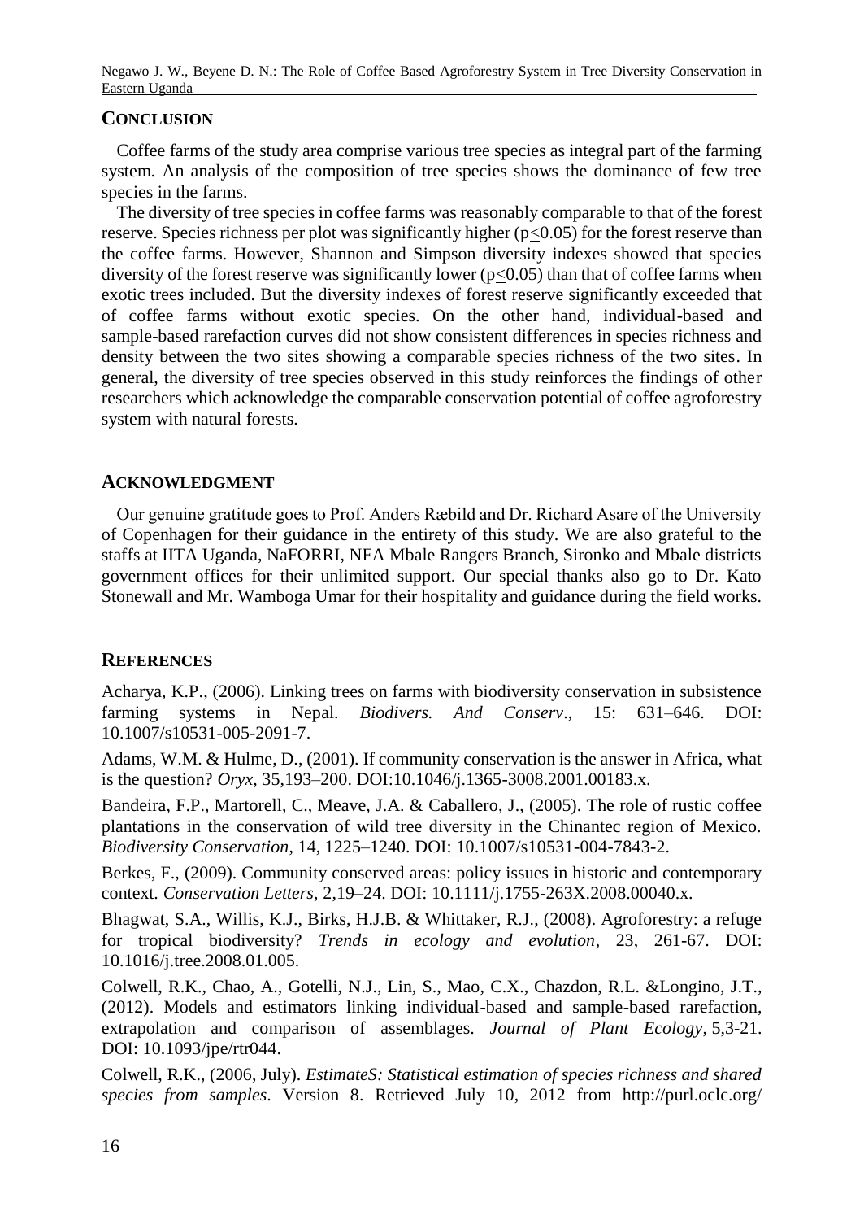## CONCLUSION

Coffee farms of the study area comprise various tree species as integral part of the farming system. An analysis of the composition of tree species shows the dominance of few tree species in the farms.

The diversity of tree species in coffee farms was reasonably comparable to that of the forest reserve. Species richness per plot was significantly higher ($p \leq 0.05$) for the forest reserve than the coffee farms. However, Shannon and Simpson diversity indexes showed that species diversity of the forest reserve was significantly lower ($p \leq 0.05$) than that of coffee farms when exotic trees included. But the diversity indexes of forest reserve significantly exceeded that of coffee farms without exotic species. On the other hand, individual-based and sample-based rarefaction curves did not show consistent differences in species richness and density between the two sites showing a comparable species richness of the two sites. In general, the diversity of tree species observed in this study reinforces the findings of other researchers which acknowledge the comparable conservation potential of coffee agroforestry system with natural forests.

## ACKNOWLEDGMENT

Our genuine gratitude goes to Prof. Anders Ræbild and Dr. Richard Asare of the University of Copenhagen for their guidance in the entirety of this study. We are also grateful to the staffs at IITA Uganda, NaFORRI, NFA Mbale Rangers Branch, Sironko and Mbale districts government offices for their unlimited support. Our special thanks also go to Dr. Kato Stonewall and Mr. Wamboga Umar for their hospitality and guidance during the field works.

## REFERENCES

Acharya, K.P., (2006). Linking trees on farms with biodiversity conservation in subsistence farming systems in Nepal. *Biodivers. And Conserv*., 15: 631–646. DOI: 10.1007/s10531-005-2091-7.

Adams, W.M. & Hulme, D., (2001). If community conservation is the answer in Africa, what is the question? *Oryx*, 35,193–200. DOI:10.1046/j.1365-3008.2001.00183.x.

Bandeira, F.P., Martorell, C., Meave, J.A. & Caballero, J., (2005). The role of rustic coffee plantations in the conservation of wild tree diversity in the Chinantec region of Mexico. *Biodiversity Conservation*, 14, 1225–1240. DOI: 10.1007/s10531-004-7843-2.

Berkes, F., (2009). Community conserved areas: policy issues in historic and contemporary context. *Conservation Letters*, 2,19–24. DOI: 10.1111/j.1755-263X.2008.00040.x.

Bhagwat, S.A., Willis, K.J., Birks, H.J.B. & Whittaker, R.J., (2008). Agroforestry: a refuge for tropical biodiversity? *Trends in ecology and evolution*, 23, 261-67. DOI: 10.1016/j.tree.2008.01.005.

Colwell, R.K., Chao, A., Gotelli, N.J., Lin, S., Mao, C.X., Chazdon, R.L. &Longino, J.T., (2012). Models and estimators linking individual-based and sample-based rarefaction, extrapolation and comparison of assemblages. *Journal of Plant Ecology*, 5,3-21. DOI: 10.1093/jpe/rtr044.

Colwell, R.K., (2006, July). *EstimateS: Statistical estimation of species richness and shared species from samples*. Version 8. Retrieved July 10, 2012 from http://purl.oclc.org/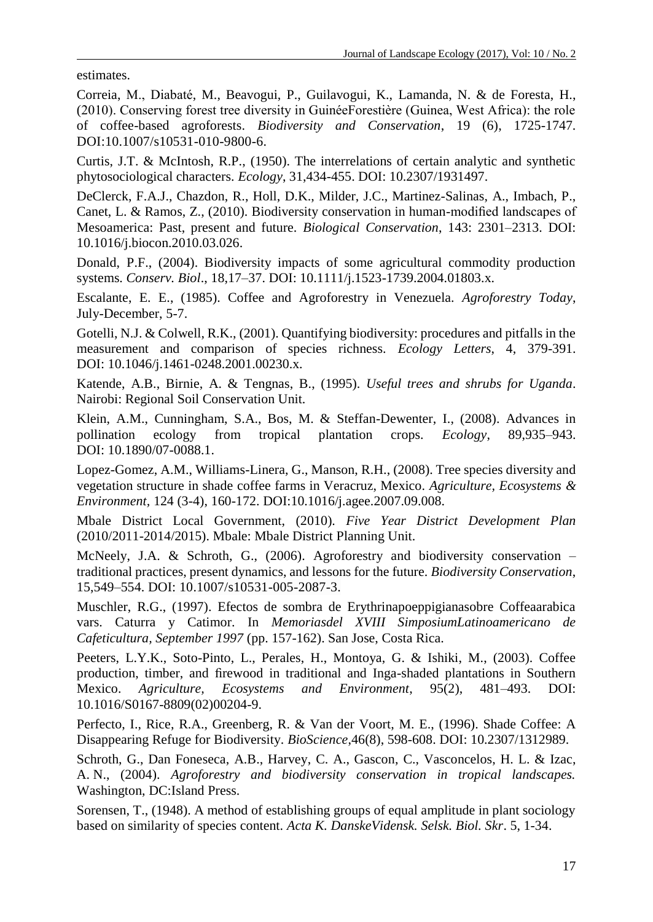estimates.

Correia, M., Diabaté, M., Beavogui, P., Guilavogui, K., Lamanda, N. & de Foresta, H., (2010). Conserving forest tree diversity in GuinéeForestière (Guinea, West Africa): the role of coffee-based agroforests. *Biodiversity and Conservation*, 19 (6), 1725-1747. DOI:10.1007/s10531-010-9800-6.

Curtis, J.T. & McIntosh, R.P., (1950). The interrelations of certain analytic and synthetic phytosociological characters. *Ecology*, 31,434-455. DOI: 10.2307/1931497.

DeClerck, F.A.J., Chazdon, R., Holl, D.K., Milder, J.C., Martinez-Salinas, A., Imbach, P., Canet, L. & Ramos, Z., (2010). Biodiversity conservation in human-modified landscapes of Mesoamerica: Past, present and future. *Biological Conservation*, 143: 2301–2313. DOI: 10.1016/j.biocon.2010.03.026.

Donald, P.F., (2004). Biodiversity impacts of some agricultural commodity production systems. *Conserv. Biol*., 18,17–37. DOI: 10.1111/j.1523-1739.2004.01803.x.

Escalante, E. E., (1985). Coffee and Agroforestry in Venezuela. *Agroforestry Today*, July-December, 5-7.

Gotelli, N.J. & Colwell, R.K., (2001). Quantifying biodiversity: procedures and pitfalls in the measurement and comparison of species richness. *Ecology Letters*, 4, 379-391. DOI: 10.1046/j.1461-0248.2001.00230.x.

Katende, A.B., Birnie, A. & Tengnas, B., (1995). *Useful trees and shrubs for Uganda*. Nairobi: Regional Soil Conservation Unit.

Klein, A.M., Cunningham, S.A., Bos, M. & Steffan-Dewenter, I., (2008). Advances in pollination ecology from tropical plantation crops. *Ecology*, 89,935–943. DOI: 10.1890/07-0088.1.

Lopez-Gomez, A.M., Williams-Linera, G., Manson, R.H., (2008). Tree species diversity and vegetation structure in shade coffee farms in Veracruz, Mexico. *Agriculture, Ecosystems & Environment*, 124 (3-4), 160-172. DOI:10.1016/j.agee.2007.09.008.

Mbale District Local Government, (2010). *Five Year District Development Plan* (2010/2011-2014/2015). Mbale: Mbale District Planning Unit.

McNeely, J.A. & Schroth, G., (2006). Agroforestry and biodiversity conservation – traditional practices, present dynamics, and lessons for the future. *Biodiversity Conservation*, 15,549–554. DOI: 10.1007/s10531-005-2087-3.

Muschler, R.G., (1997). Efectos de sombra de Erythrinapoeppigianasobre Coffeaarabica vars. Caturra y Catimor. In *Memoriasdel XVIII SimposiumLatinoamericano de Cafeticultura, September 1997* (pp. 157-162). San Jose, Costa Rica.

Peeters, L.Y.K., Soto-Pinto, L., Perales, H., Montoya, G. & Ishiki, M., (2003). Coffee production, timber, and firewood in traditional and Inga-shaded plantations in Southern Mexico. *Agriculture, Ecosystems and Environment*, 95(2), 481–493. DOI: 10.1016/S0167-8809(02)00204-9.

Perfecto, I., Rice, R.A., Greenberg, R. & Van der Voort, M. E., (1996). Shade Coffee: A Disappearing Refuge for Biodiversity. *BioScience*,46(8), 598-608. DOI: 10.2307/1312989.

Schroth, G., Dan Foneseca, A.B., Harvey, C. A., Gascon, C., Vasconcelos, H. L. & Izac, A. N., (2004). *Agroforestry and biodiversity conservation in tropical landscapes.* Washington, DC:Island Press.

Sorensen, T., (1948). A method of establishing groups of equal amplitude in plant sociology based on similarity of species content. *Acta K. DanskeVidensk. Selsk. Biol. Skr*. 5, 1-34.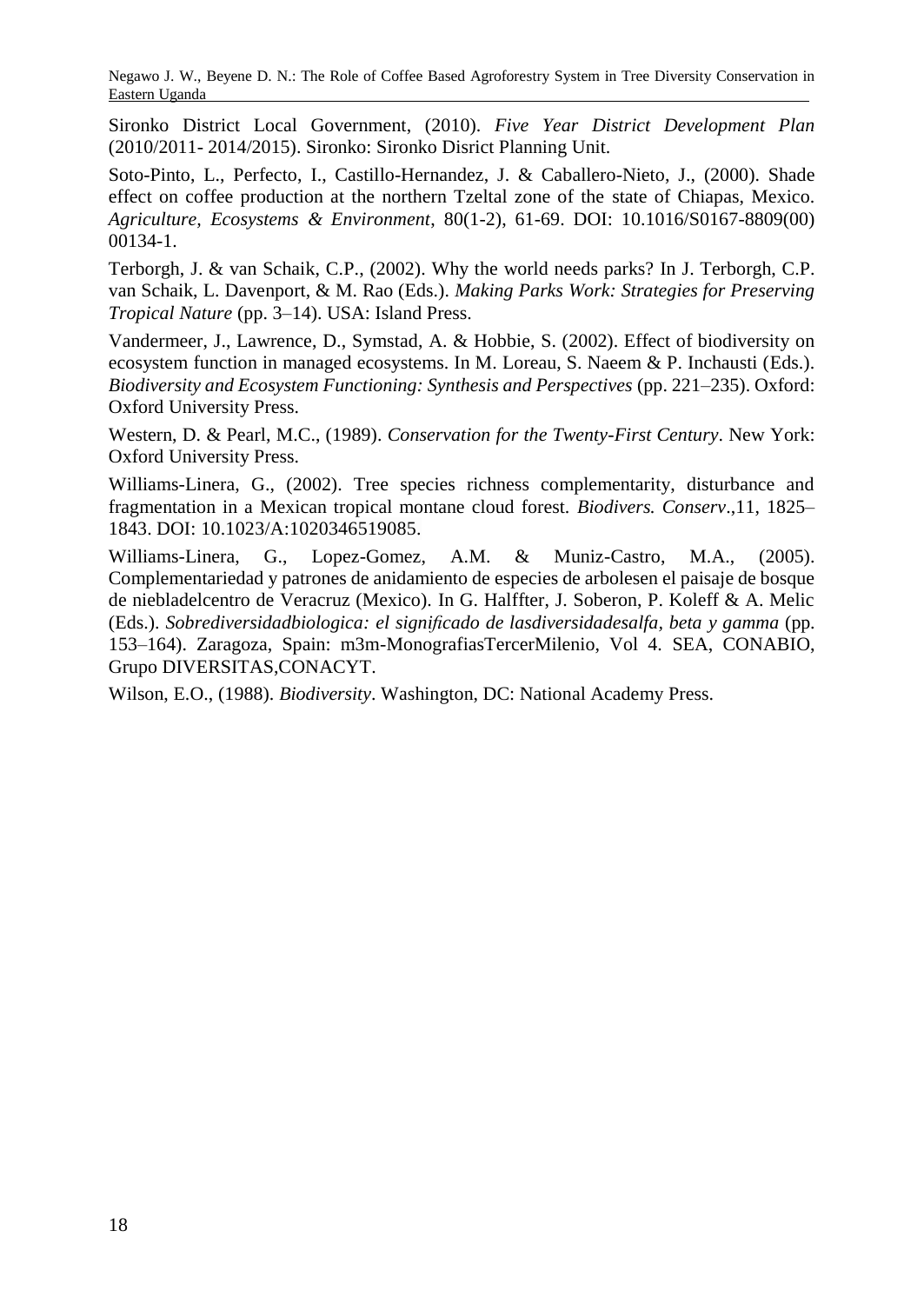Sironko District Local Government, (2010). *Five Year District Development Plan* (2010/2011- 2014/2015). Sironko: Sironko Disrict Planning Unit.

Soto-Pinto, L., Perfecto, I., Castillo-Hernandez, J. & Caballero-Nieto, J., (2000). Shade effect on coffee production at the northern Tzeltal zone of the state of Chiapas, Mexico. *Agriculture*, *Ecosystems & Environment*, 80(1-2), 61-69. DOI: 10.1016/S0167-8809(00) 00134-1.

Terborgh, J. & van Schaik, C.P., (2002). Why the world needs parks? In J. Terborgh, C.P. van Schaik, L. Davenport, & M. Rao (Eds.). *Making Parks Work: Strategies for Preserving Tropical Nature* (pp. 3–14). USA: Island Press.

Vandermeer, J., Lawrence, D., Symstad, A. & Hobbie, S. (2002). Effect of biodiversity on ecosystem function in managed ecosystems. In M. Loreau, S. Naeem & P. Inchausti (Eds.). *Biodiversity and Ecosystem Functioning: Synthesis and Perspectives* (pp. 221–235). Oxford: Oxford University Press.

Western, D. & Pearl, M.C., (1989). *Conservation for the Twenty-First Century*. New York: Oxford University Press.

Williams-Linera, G., (2002). Tree species richness complementarity, disturbance and fragmentation in a Mexican tropical montane cloud forest. *Biodivers. Conserv*.,11, 1825–1843. DOI: 10.1023/A:1020346519085.

Williams-Linera, G., Lopez-Gomez, A.M. & Muniz-Castro, M.A., (2005). Complementariedad y patrones de anidamiento de especies de arbolesen el paisaje de bosque de niebladelcentro de Veracruz (Mexico). In G. Halffter, J. Soberon, P. Koleff & A. Melic (Eds.). *Sobrediversidadbiologica: el significado de lasdiversidadesalfa, beta y gamma* (pp. 153–164). Zaragoza, Spain: m3m-MonografiasTercerMilenio, Vol 4. SEA, CONABIO, Grupo DIVERSITAS,CONACYT.

Wilson, E.O., (1988). *Biodiversity*. Washington, DC: National Academy Press.